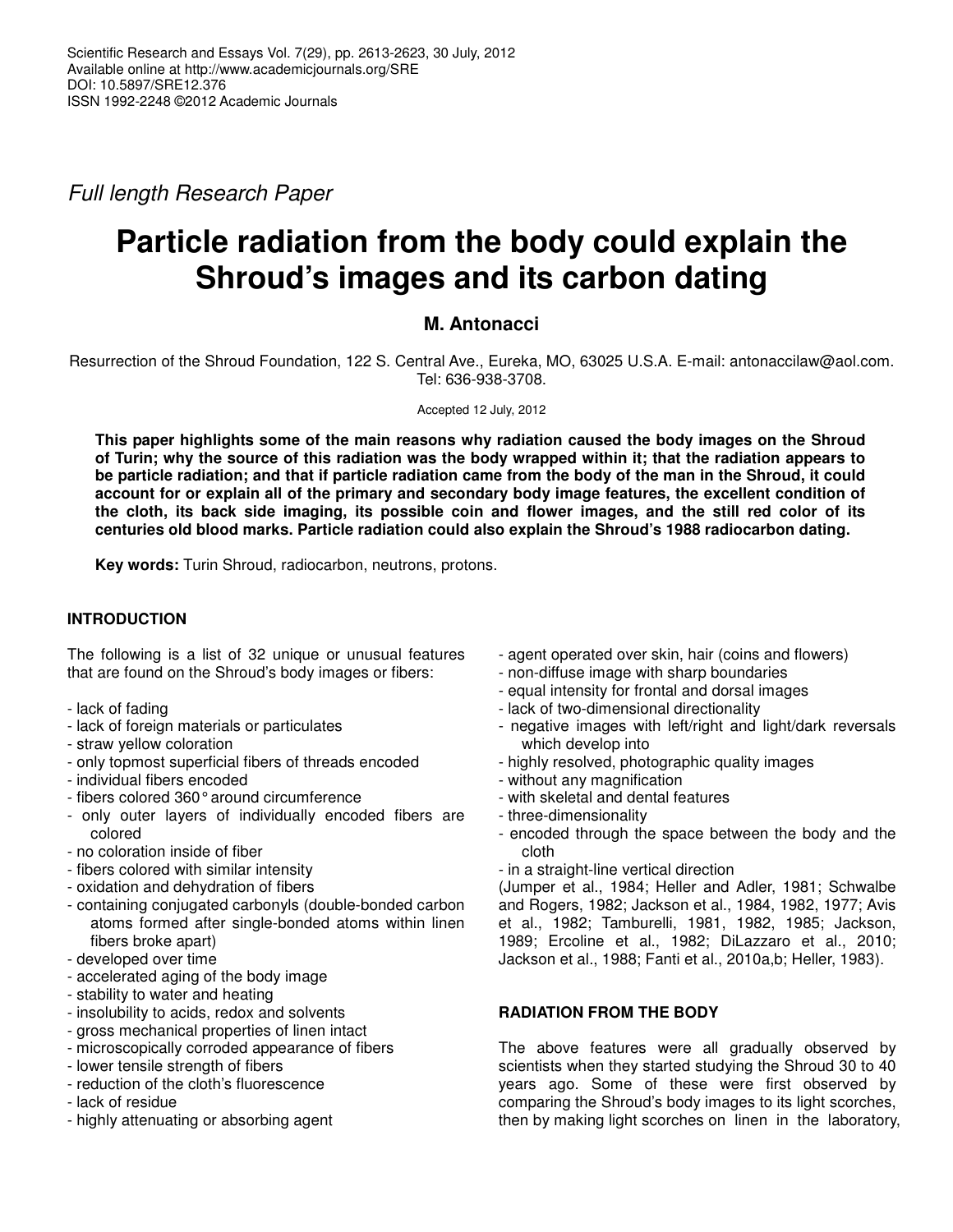Scientific Research and Essays Vol. 7(29), pp. 2613-2623, 30 July, 2012
Available online at http://www.academicjournals.org/SRE
DOI: 10.5897/SRE12.376
ISSN 1992-2248 ©2012 Academic Journals

*Full length Research Paper*

# Particle radiation from the body could explain the Shroud's images and its carbon dating

**M. Antonacci**

Resurrection of the Shroud Foundation, 122 S. Central Ave., Eureka, MO, 63025 U.S.A. E-mail: antonaccilaw@aol.com. Tel: 636-938-3708.

Accepted 12 July, 2012

**This paper highlights some of the main reasons why radiation caused the body images on the Shroud of Turin; why the source of this radiation was the body wrapped within it; that the radiation appears to be particle radiation; and that if particle radiation came from the body of the man in the Shroud, it could account for or explain all of the primary and secondary body image features, the excellent condition of the cloth, its back side imaging, its possible coin and flower images, and the still red color of its centuries old blood marks. Particle radiation could also explain the Shroud's 1988 radiocarbon dating.**

**Key words:** Turin Shroud, radiocarbon, neutrons, protons.

## INTRODUCTION

The following is a list of 32 unique or unusual features that are found on the Shroud's body images or fibers:

- lack of fading
- lack of foreign materials or particulates
- straw yellow coloration
- only topmost superficial fibers of threads encoded
- individual fibers encoded
- fibers colored 360° around circumference
- only outer layers of individually encoded fibers are colored
- no coloration inside of fiber
- fibers colored with similar intensity
- oxidation and dehydration of fibers
- containing conjugated carbonyls (double-bonded carbon atoms formed after single-bonded atoms within linen fibers broke apart)
- developed over time
- accelerated aging of the body image
- stability to water and heating
- insolubility to acids, redox and solvents
- gross mechanical properties of linen intact
- microscopically corroded appearance of fibers
- lower tensile strength of fibers
- reduction of the cloth's fluorescence
- lack of residue
- highly attenuating or absorbing agent
- agent operated over skin, hair (coins and flowers)
- non-diffuse image with sharp boundaries
- equal intensity for frontal and dorsal images
- lack of two-dimensional directionality
- negative images with left/right and light/dark reversals which develop into
- highly resolved, photographic quality images
- without any magnification
- with skeletal and dental features
- three-dimensionality
- encoded through the space between the body and the cloth
- in a straight-line vertical direction

(Jumper et al., 1984; Heller and Adler, 1981; Schwalbe and Rogers, 1982; Jackson et al., 1984, 1982, 1977; Avis et al., 1982; Tamburelli, 1981, 1982, 1985; Jackson, 1989; Ercoline et al., 1982; DiLazzaro et al., 2010; Jackson et al., 1988; Fanti et al., 2010a,b; Heller, 1983).

## RADIATION FROM THE BODY

The above features were all gradually observed by scientists when they started studying the Shroud 30 to 40 years ago. Some of these were first observed by comparing the Shroud's body images to its light scorches, then by making light scorches on linen in the laboratory,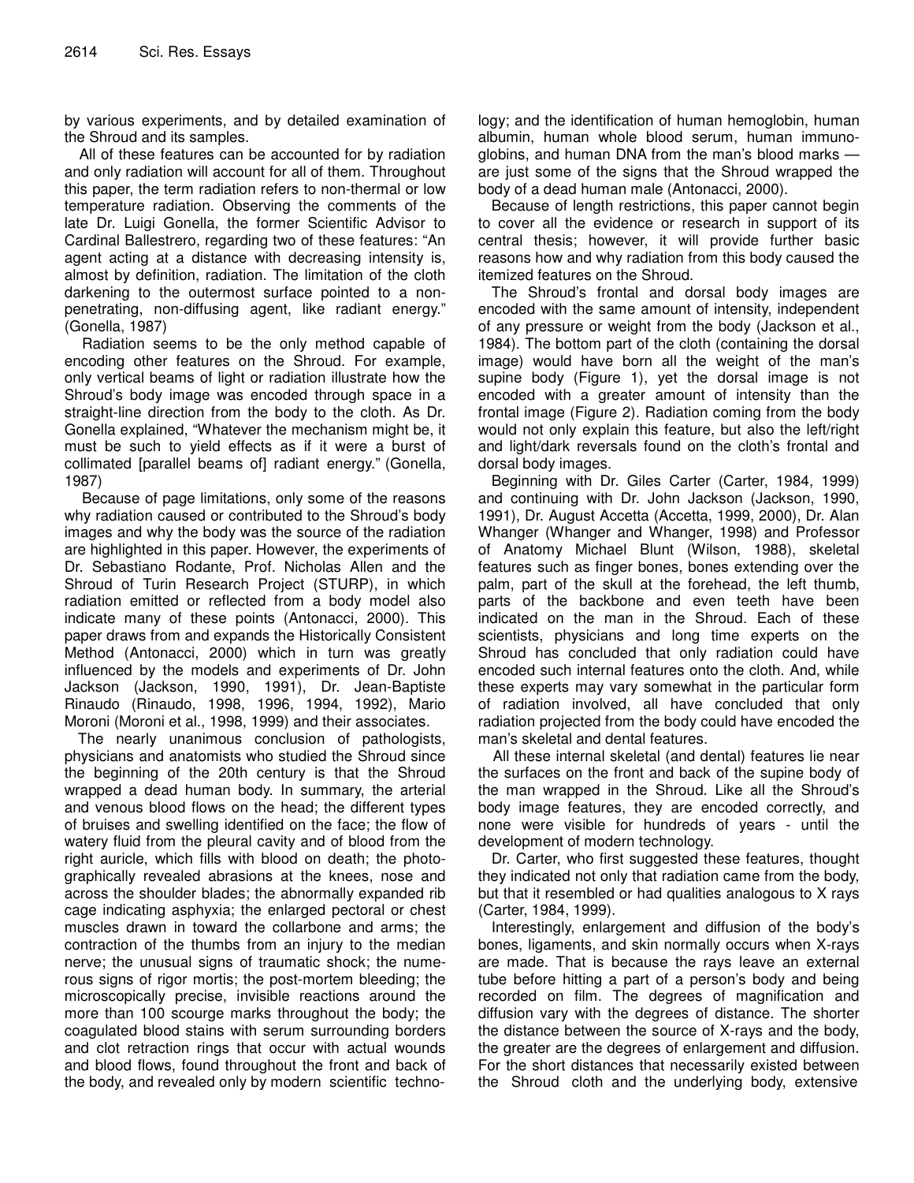by various experiments, and by detailed examination of the Shroud and its samples.

All of these features can be accounted for by radiation and only radiation will account for all of them. Throughout this paper, the term radiation refers to non-thermal or low temperature radiation. Observing the comments of the late Dr. Luigi Gonella, the former Scientific Advisor to Cardinal Ballestrero, regarding two of these features: "An agent acting at a distance with decreasing intensity is, almost by definition, radiation. The limitation of the cloth darkening to the outermost surface pointed to a non-penetrating, non-diffusing agent, like radiant energy." (Gonella, 1987)

Radiation seems to be the only method capable of encoding other features on the Shroud. For example, only vertical beams of light or radiation illustrate how the Shroud's body image was encoded through space in a straight-line direction from the body to the cloth. As Dr. Gonella explained, "Whatever the mechanism might be, it must be such to yield effects as if it were a burst of collimated [parallel beams of] radiant energy." (Gonella, 1987)

Because of page limitations, only some of the reasons why radiation caused or contributed to the Shroud's body images and why the body was the source of the radiation are highlighted in this paper. However, the experiments of Dr. Sebastiano Rodante, Prof. Nicholas Allen and the Shroud of Turin Research Project (STURP), in which radiation emitted or reflected from a body model also indicate many of these points (Antonacci, 2000). This paper draws from and expands the Historically Consistent Method (Antonacci, 2000) which in turn was greatly influenced by the models and experiments of Dr. John Jackson (Jackson, 1990, 1991), Dr. Jean-Baptiste Rinaudo (Rinaudo, 1998, 1996, 1994, 1992), Mario Moroni (Moroni et al., 1998, 1999) and their associates.

The nearly unanimous conclusion of pathologists, physicians and anatomists who studied the Shroud since the beginning of the 20th century is that the Shroud wrapped a dead human body. In summary, the arterial and venous blood flows on the head; the different types of bruises and swelling identified on the face; the flow of watery fluid from the pleural cavity and of blood from the right auricle, which fills with blood on death; the photographically revealed abrasions at the knees, nose and across the shoulder blades; the abnormally expanded rib cage indicating asphyxia; the enlarged pectoral or chest muscles drawn in toward the collarbone and arms; the contraction of the thumbs from an injury to the median nerve; the unusual signs of traumatic shock; the numerous signs of rigor mortis; the post-mortem bleeding; the microscopically precise, invisible reactions around the more than 100 scourge marks throughout the body; the coagulated blood stains with serum surrounding borders and clot retraction rings that occur with actual wounds and blood flows, found throughout the front and back of the body, and revealed only by modern scientific technology; and the identification of human hemoglobin, human albumin, human whole blood serum, human immunoglobins, and human DNA from the man's blood marks — are just some of the signs that the Shroud wrapped the body of a dead human male (Antonacci, 2000).

Because of length restrictions, this paper cannot begin to cover all the evidence or research in support of its central thesis; however, it will provide further basic reasons how and why radiation from this body caused the itemized features on the Shroud.

The Shroud's frontal and dorsal body images are encoded with the same amount of intensity, independent of any pressure or weight from the body (Jackson et al., 1984). The bottom part of the cloth (containing the dorsal image) would have born all the weight of the man's supine body (Figure 1), yet the dorsal image is not encoded with a greater amount of intensity than the frontal image (Figure 2). Radiation coming from the body would not only explain this feature, but also the left/right and light/dark reversals found on the cloth's frontal and dorsal body images.

Beginning with Dr. Giles Carter (Carter, 1984, 1999) and continuing with Dr. John Jackson (Jackson, 1990, 1991), Dr. August Accetta (Accetta, 1999, 2000), Dr. Alan Whanger (Whanger and Whanger, 1998) and Professor of Anatomy Michael Blunt (Wilson, 1988), skeletal features such as finger bones, bones extending over the palm, part of the skull at the forehead, the left thumb, parts of the backbone and even teeth have been indicated on the man in the Shroud. Each of these scientists, physicians and long time experts on the Shroud has concluded that only radiation could have encoded such internal features onto the cloth. And, while these experts may vary somewhat in the particular form of radiation involved, all have concluded that only radiation projected from the body could have encoded the man's skeletal and dental features.

All these internal skeletal (and dental) features lie near the surfaces on the front and back of the supine body of the man wrapped in the Shroud. Like all the Shroud's body image features, they are encoded correctly, and none were visible for hundreds of years - until the development of modern technology.

Dr. Carter, who first suggested these features, thought they indicated not only that radiation came from the body, but that it resembled or had qualities analogous to X rays (Carter, 1984, 1999).

Interestingly, enlargement and diffusion of the body's bones, ligaments, and skin normally occurs when X-rays are made. That is because the rays leave an external tube before hitting a part of a person's body and being recorded on film. The degrees of magnification and diffusion vary with the degrees of distance. The shorter the distance between the source of X-rays and the body, the greater are the degrees of enlargement and diffusion. For the short distances that necessarily existed between the Shroud cloth and the underlying body, extensive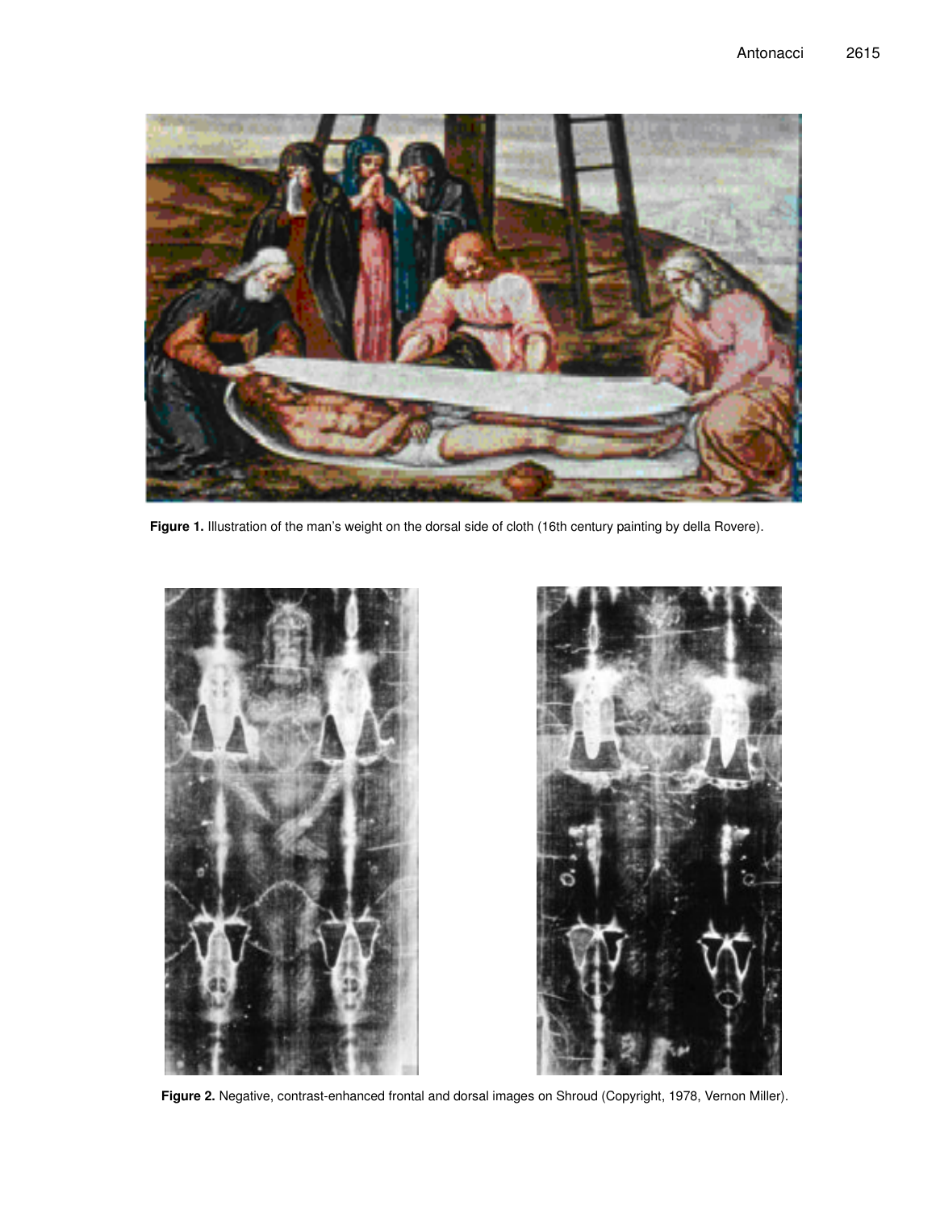**Figure 1.** Illustration of the man's weight on the dorsal side of cloth (16th century painting by della Rovere).

**Figure 2.** Negative, contrast-enhanced frontal and dorsal images on Shroud (Copyright, 1978, Vernon Miller).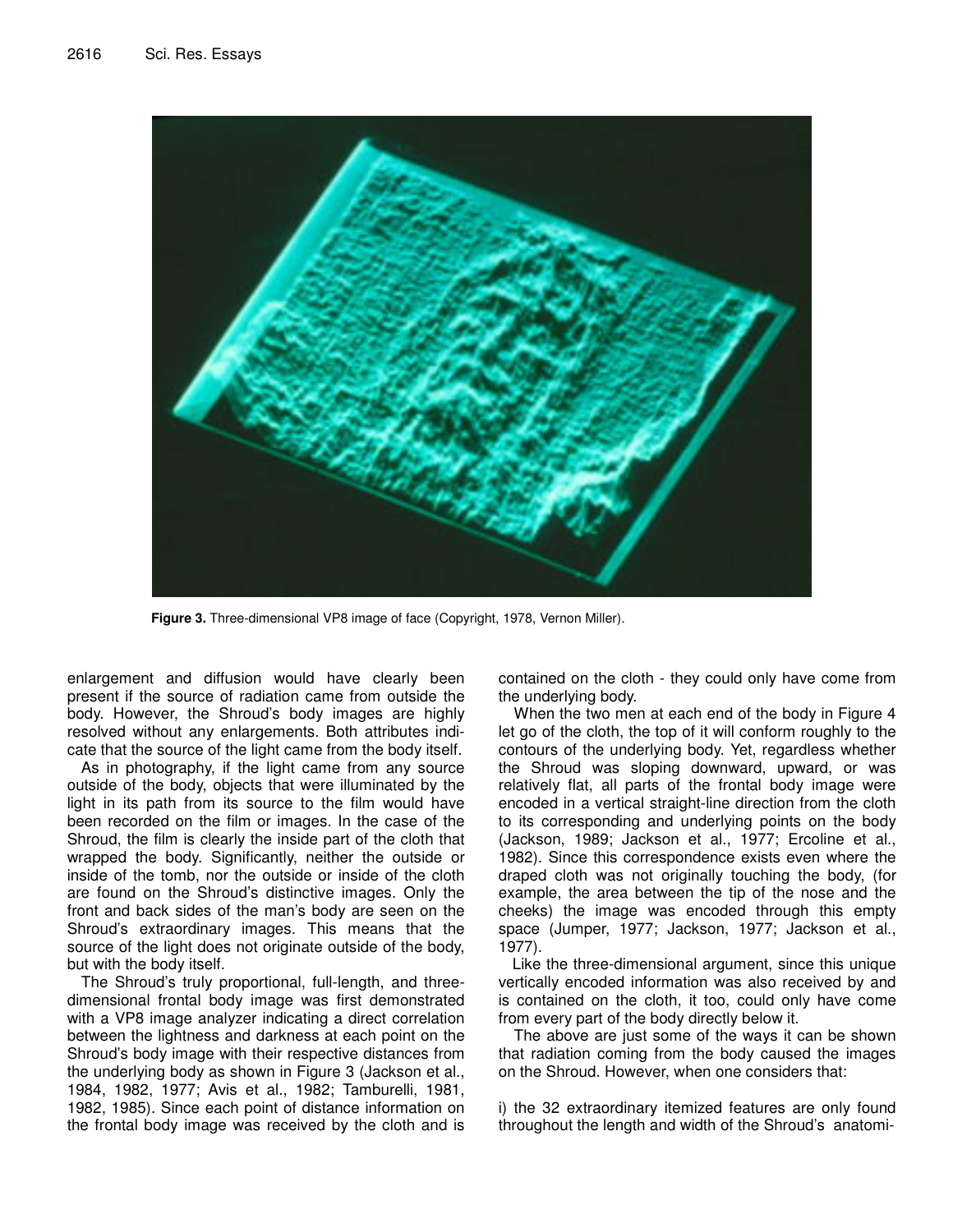**Figure 3.** Three-dimensional VP8 image of face (Copyright, 1978, Vernon Miller).

enlargement and diffusion would have clearly been present if the source of radiation came from outside the body. However, the Shroud's body images are highly resolved without any enlargements. Both attributes indicate that the source of the light came from the body itself.

As in photography, if the light came from any source outside of the body, objects that were illuminated by the light in its path from its source to the film would have been recorded on the film or images. In the case of the Shroud, the film is clearly the inside part of the cloth that wrapped the body. Significantly, neither the outside or inside of the tomb, nor the outside or inside of the cloth are found on the Shroud's distinctive images. Only the front and back sides of the man's body are seen on the Shroud's extraordinary images. This means that the source of the light does not originate outside of the body, but with the body itself.

The Shroud's truly proportional, full-length, and three-dimensional frontal body image was first demonstrated with a VP8 image analyzer indicating a direct correlation between the lightness and darkness at each point on the Shroud's body image with their respective distances from the underlying body as shown in Figure 3 (Jackson et al., 1984, 1982, 1977; Avis et al., 1982; Tamburelli, 1981, 1982, 1985). Since each point of distance information on the frontal body image was received by the cloth and is contained on the cloth - they could only have come from the underlying body.

When the two men at each end of the body in Figure 4 let go of the cloth, the top of it will conform roughly to the contours of the underlying body. Yet, regardless whether the Shroud was sloping downward, upward, or was relatively flat, all parts of the frontal body image were encoded in a vertical straight-line direction from the cloth to its corresponding and underlying points on the body (Jackson, 1989; Jackson et al., 1977; Ercoline et al., 1982). Since this correspondence exists even where the draped cloth was not originally touching the body, (for example, the area between the tip of the nose and the cheeks) the image was encoded through this empty space (Jumper, 1977; Jackson, 1977; Jackson et al., 1977).

Like the three-dimensional argument, since this unique vertically encoded information was also received by and is contained on the cloth, it too, could only have come from every part of the body directly below it.

The above are just some of the ways it can be shown that radiation coming from the body caused the images on the Shroud. However, when one considers that:

i) the 32 extraordinary itemized features are only found throughout the length and width of the Shroud's anatomi-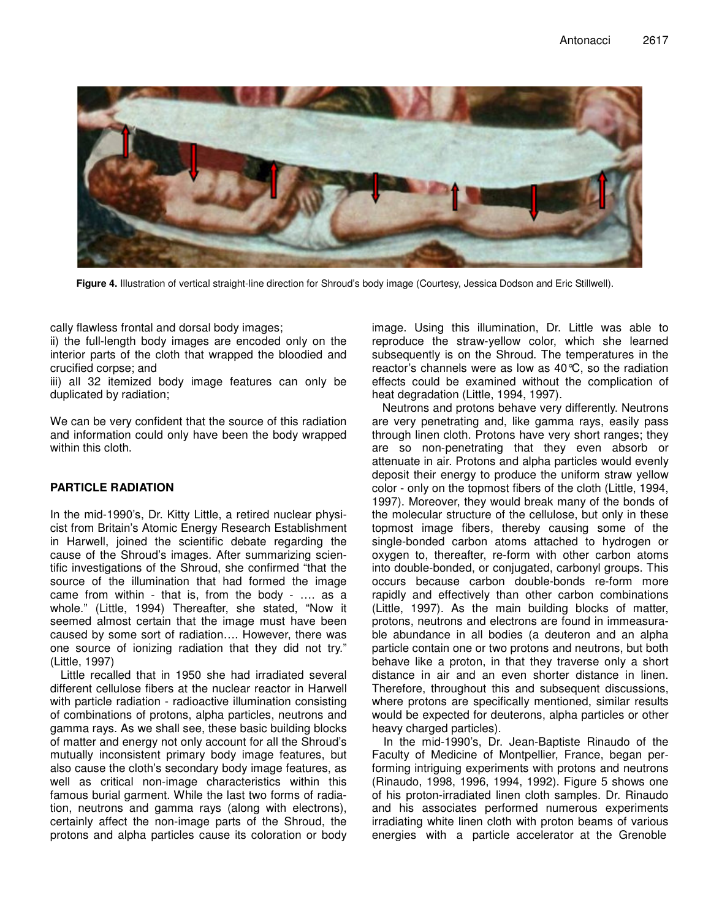**Figure 4.** Illustration of vertical straight-line direction for Shroud's body image (Courtesy, Jessica Dodson and Eric Stillwell).

cally flawless frontal and dorsal body images;

ii) the full-length body images are encoded only on the interior parts of the cloth that wrapped the bloodied and crucified corpse; and

iii) all 32 itemized body image features can only be duplicated by radiation;

We can be very confident that the source of this radiation and information could only have been the body wrapped within this cloth.

## PARTICLE RADIATION

In the mid-1990's, Dr. Kitty Little, a retired nuclear physicist from Britain's Atomic Energy Research Establishment in Harwell, joined the scientific debate regarding the cause of the Shroud's images. After summarizing scientific investigations of the Shroud, she confirmed "that the source of the illumination that had formed the image came from within - that is, from the body - …. as a whole." (Little, 1994) Thereafter, she stated, "Now it seemed almost certain that the image must have been caused by some sort of radiation…. However, there was one source of ionizing radiation that they did not try." (Little, 1997)

Little recalled that in 1950 she had irradiated several different cellulose fibers at the nuclear reactor in Harwell with particle radiation - radioactive illumination consisting of combinations of protons, alpha particles, neutrons and gamma rays. As we shall see, these basic building blocks of matter and energy not only account for all the Shroud's mutually inconsistent primary body image features, but also cause the cloth's secondary body image features, as well as critical non-image characteristics within this famous burial garment. While the last two forms of radiation, neutrons and gamma rays (along with electrons), certainly affect the non-image parts of the Shroud, the protons and alpha particles cause its coloration or body image. Using this illumination, Dr. Little was able to reproduce the straw-yellow color, which she learned subsequently is on the Shroud. The temperatures in the reactor's channels were as low as 40°C, so the radiation effects could be examined without the complication of heat degradation (Little, 1994, 1997).

Neutrons and protons behave very differently. Neutrons are very penetrating and, like gamma rays, easily pass through linen cloth. Protons have very short ranges; they are so non-penetrating that they even absorb or attenuate in air. Protons and alpha particles would evenly deposit their energy to produce the uniform straw yellow color - only on the topmost fibers of the cloth (Little, 1994, 1997). Moreover, they would break many of the bonds of the molecular structure of the cellulose, but only in these topmost image fibers, thereby causing some of the single-bonded carbon atoms attached to hydrogen or oxygen to, thereafter, re-form with other carbon atoms into double-bonded, or conjugated, carbonyl groups. This occurs because carbon double-bonds re-form more rapidly and effectively than other carbon combinations (Little, 1997). As the main building blocks of matter, protons, neutrons and electrons are found in immeasurable abundance in all bodies (a deuteron and an alpha particle contain one or two protons and neutrons, but both behave like a proton, in that they traverse only a short distance in air and an even shorter distance in linen. Therefore, throughout this and subsequent discussions, where protons are specifically mentioned, similar results would be expected for deuterons, alpha particles or other heavy charged particles).

In the mid-1990's, Dr. Jean-Baptiste Rinaudo of the Faculty of Medicine of Montpellier, France, began performing intriguing experiments with protons and neutrons (Rinaudo, 1998, 1996, 1994, 1992). Figure 5 shows one of his proton-irradiated linen cloth samples. Dr. Rinaudo and his associates performed numerous experiments irradiating white linen cloth with proton beams of various energies with a particle accelerator at the Grenoble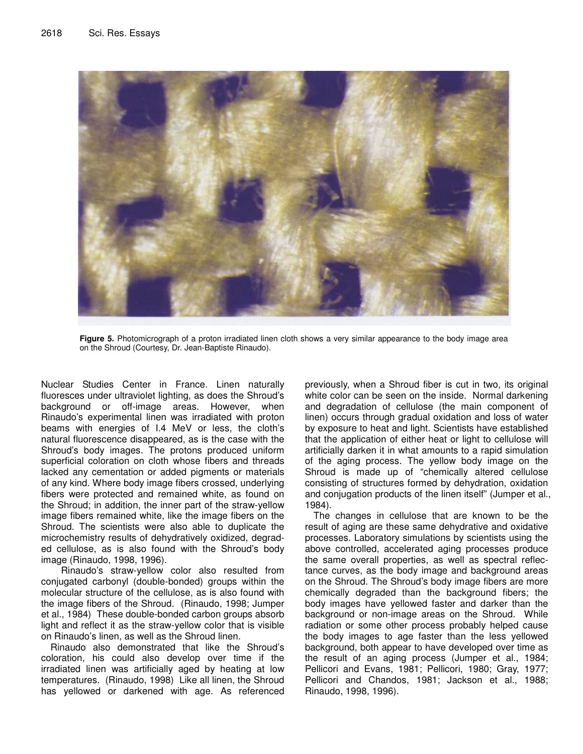**Figure 5.** Photomicrograph of a proton irradiated linen cloth shows a very similar appearance to the body image area on the Shroud (Courtesy, Dr. Jean-Baptiste Rinaudo).

Nuclear Studies Center in France. Linen naturally fluoresces under ultraviolet lighting, as does the Shroud's background or off-image areas. However, when Rinaudo's experimental linen was irradiated with proton beams with energies of I.4 MeV or less, the cloth's natural fluorescence disappeared, as is the case with the Shroud's body images. The protons produced uniform superficial coloration on cloth whose fibers and threads lacked any cementation or added pigments or materials of any kind. Where body image fibers crossed, underlying fibers were protected and remained white, as found on the Shroud; in addition, the inner part of the straw-yellow image fibers remained white, like the image fibers on the Shroud. The scientists were also able to duplicate the microchemistry results of dehydratively oxidized, degraded cellulose, as is also found with the Shroud's body image (Rinaudo, 1998, 1996).

Rinaudo's straw-yellow color also resulted from conjugated carbonyl (double-bonded) groups within the molecular structure of the cellulose, as is also found with the image fibers of the Shroud. (Rinaudo, 1998; Jumper et al., 1984) These double-bonded carbon groups absorb light and reflect it as the straw-yellow color that is visible on Rinaudo's linen, as well as the Shroud linen.

Rinaudo also demonstrated that like the Shroud's coloration, his could also develop over time if the irradiated linen was artificially aged by heating at low temperatures. (Rinaudo, 1998) Like all linen, the Shroud has yellowed or darkened with age. As referenced previously, when a Shroud fiber is cut in two, its original white color can be seen on the inside. Normal darkening and degradation of cellulose (the main component of linen) occurs through gradual oxidation and loss of water by exposure to heat and light. Scientists have established that the application of either heat or light to cellulose will artificially darken it in what amounts to a rapid simulation of the aging process. The yellow body image on the Shroud is made up of "chemically altered cellulose consisting of structures formed by dehydration, oxidation and conjugation products of the linen itself" (Jumper et al., 1984).

The changes in cellulose that are known to be the result of aging are these same dehydrative and oxidative processes. Laboratory simulations by scientists using the above controlled, accelerated aging processes produce the same overall properties, as well as spectral reflectance curves, as the body image and background areas on the Shroud. The Shroud's body image fibers are more chemically degraded than the background fibers; the body images have yellowed faster and darker than the background or non-image areas on the Shroud. While radiation or some other process probably helped cause the body images to age faster than the less yellowed background, both appear to have developed over time as the result of an aging process (Jumper et al., 1984; Pellicori and Evans, 1981; Pellicori, 1980; Gray, 1977; Pellicori and Chandos, 1981; Jackson et al., 1988; Rinaudo, 1998, 1996).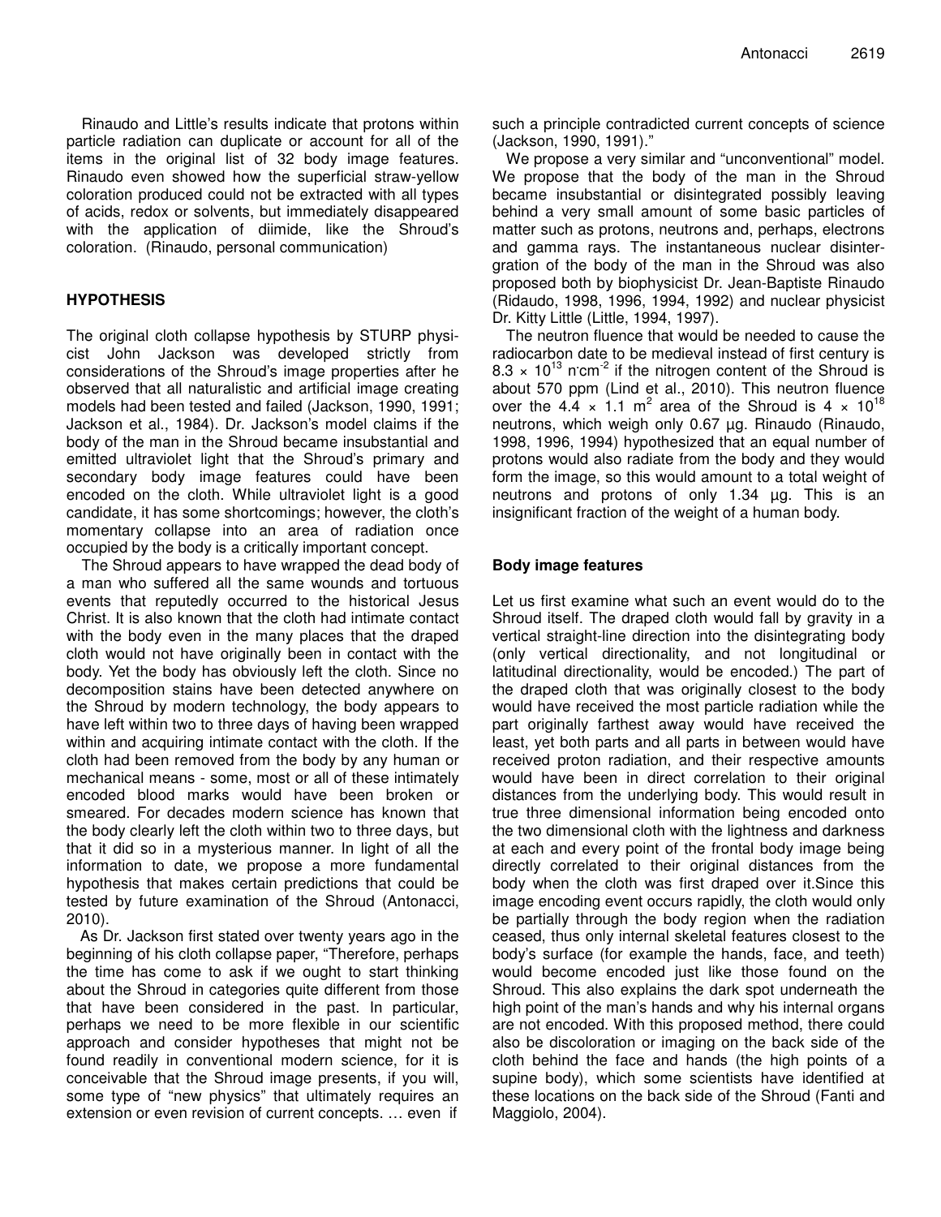Rinaudo and Little's results indicate that protons within particle radiation can duplicate or account for all of the items in the original list of 32 body image features. Rinaudo even showed how the superficial straw-yellow coloration produced could not be extracted with all types of acids, redox or solvents, but immediately disappeared with the application of diimide, like the Shroud's coloration. (Rinaudo, personal communication)

## HYPOTHESIS

The original cloth collapse hypothesis by STURP physicist John Jackson was developed strictly from considerations of the Shroud's image properties after he observed that all naturalistic and artificial image creating models had been tested and failed (Jackson, 1990, 1991; Jackson et al., 1984). Dr. Jackson's model claims if the body of the man in the Shroud became insubstantial and emitted ultraviolet light that the Shroud's primary and secondary body image features could have been encoded on the cloth. While ultraviolet light is a good candidate, it has some shortcomings; however, the cloth's momentary collapse into an area of radiation once occupied by the body is a critically important concept.

The Shroud appears to have wrapped the dead body of a man who suffered all the same wounds and tortuous events that reputedly occurred to the historical Jesus Christ. It is also known that the cloth had intimate contact with the body even in the many places that the draped cloth would not have originally been in contact with the body. Yet the body has obviously left the cloth. Since no decomposition stains have been detected anywhere on the Shroud by modern technology, the body appears to have left within two to three days of having been wrapped within and acquiring intimate contact with the cloth. If the cloth had been removed from the body by any human or mechanical means - some, most or all of these intimately encoded blood marks would have been broken or smeared. For decades modern science has known that the body clearly left the cloth within two to three days, but that it did so in a mysterious manner. In light of all the information to date, we propose a more fundamental hypothesis that makes certain predictions that could be tested by future examination of the Shroud (Antonacci, 2010).

As Dr. Jackson first stated over twenty years ago in the beginning of his cloth collapse paper, "Therefore, perhaps the time has come to ask if we ought to start thinking about the Shroud in categories quite different from those that have been considered in the past. In particular, perhaps we need to be more flexible in our scientific approach and consider hypotheses that might not be found readily in conventional modern science, for it is conceivable that the Shroud image presents, if you will, some type of "new physics" that ultimately requires an extension or even revision of current concepts. … even if such a principle contradicted current concepts of science (Jackson, 1990, 1991)."

We propose a very similar and "unconventional" model. We propose that the body of the man in the Shroud became insubstantial or disintegrated possibly leaving behind a very small amount of some basic particles of matter such as protons, neutrons and, perhaps, electrons and gamma rays. The instantaneous nuclear disintergration of the body of the man in the Shroud was also proposed both by biophysicist Dr. Jean-Baptiste Rinaudo (Ridaudo, 1998, 1996, 1994, 1992) and nuclear physicist Dr. Kitty Little (Little, 1994, 1997).

The neutron fluence that would be needed to cause the radiocarbon date to be medieval instead of first century is $8.3 \times 10^{13}$ n·cm$^{-2}$ if the nitrogen content of the Shroud is about 570 ppm (Lind et al., 2010). This neutron fluence over the $4.4 \times 1.1$ m$^2$ area of the Shroud is $4 \times 10^{18}$ neutrons, which weigh only 0.67 µg. Rinaudo (Rinaudo, 1998, 1996, 1994) hypothesized that an equal number of protons would also radiate from the body and they would form the image, so this would amount to a total weight of neutrons and protons of only 1.34 µg. This is an insignificant fraction of the weight of a human body.

### Body image features

Let us first examine what such an event would do to the Shroud itself. The draped cloth would fall by gravity in a vertical straight-line direction into the disintegrating body (only vertical directionality, and not longitudinal or latitudinal directionality, would be encoded.) The part of the draped cloth that was originally closest to the body would have received the most particle radiation while the part originally farthest away would have received the least, yet both parts and all parts in between would have received proton radiation, and their respective amounts would have been in direct correlation to their original distances from the underlying body. This would result in true three dimensional information being encoded onto the two dimensional cloth with the lightness and darkness at each and every point of the frontal body image being directly correlated to their original distances from the body when the cloth was first draped over it.Since this image encoding event occurs rapidly, the cloth would only be partially through the body region when the radiation ceased, thus only internal skeletal features closest to the body's surface (for example the hands, face, and teeth) would become encoded just like those found on the Shroud. This also explains the dark spot underneath the high point of the man's hands and why his internal organs are not encoded. With this proposed method, there could also be discoloration or imaging on the back side of the cloth behind the face and hands (the high points of a supine body), which some scientists have identified at these locations on the back side of the Shroud (Fanti and Maggiolo, 2004).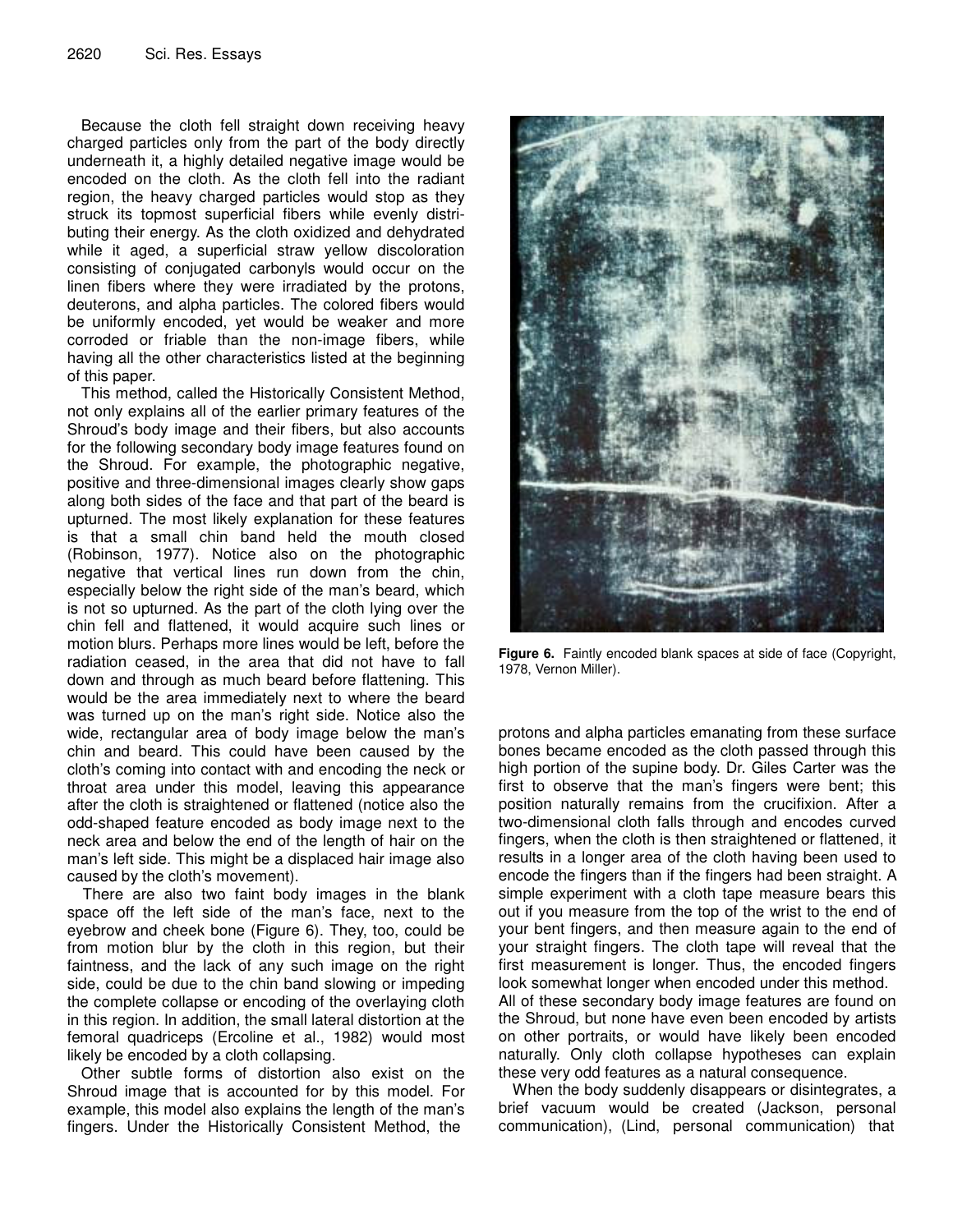Because the cloth fell straight down receiving heavy charged particles only from the part of the body directly underneath it, a highly detailed negative image would be encoded on the cloth. As the cloth fell into the radiant region, the heavy charged particles would stop as they struck its topmost superficial fibers while evenly distributing their energy. As the cloth oxidized and dehydrated while it aged, a superficial straw yellow discoloration consisting of conjugated carbonyls would occur on the linen fibers where they were irradiated by the protons, deuterons, and alpha particles. The colored fibers would be uniformly encoded, yet would be weaker and more corroded or friable than the non-image fibers, while having all the other characteristics listed at the beginning of this paper.

This method, called the Historically Consistent Method, not only explains all of the earlier primary features of the Shroud's body image and their fibers, but also accounts for the following secondary body image features found on the Shroud. For example, the photographic negative, positive and three-dimensional images clearly show gaps along both sides of the face and that part of the beard is upturned. The most likely explanation for these features is that a small chin band held the mouth closed (Robinson, 1977). Notice also on the photographic negative that vertical lines run down from the chin, especially below the right side of the man's beard, which is not so upturned. As the part of the cloth lying over the chin fell and flattened, it would acquire such lines or motion blurs. Perhaps more lines would be left, before the radiation ceased, in the area that did not have to fall down and through as much beard before flattening. This would be the area immediately next to where the beard was turned up on the man's right side. Notice also the wide, rectangular area of body image below the man's chin and beard. This could have been caused by the cloth's coming into contact with and encoding the neck or throat area under this model, leaving this appearance after the cloth is straightened or flattened (notice also the odd-shaped feature encoded as body image next to the neck area and below the end of the length of hair on the man's left side. This might be a displaced hair image also caused by the cloth's movement).

There are also two faint body images in the blank space off the left side of the man's face, next to the eyebrow and cheek bone (Figure 6). They, too, could be from motion blur by the cloth in this region, but their faintness, and the lack of any such image on the right side, could be due to the chin band slowing or impeding the complete collapse or encoding of the overlaying cloth in this region. In addition, the small lateral distortion at the femoral quadriceps (Ercoline et al., 1982) would most likely be encoded by a cloth collapsing.

Other subtle forms of distortion also exist on the Shroud image that is accounted for by this model. For example, this model also explains the length of the man's fingers. Under the Historically Consistent Method, the protons and alpha particles emanating from these surface bones became encoded as the cloth passed through this high portion of the supine body. Dr. Giles Carter was the first to observe that the man's fingers were bent; this position naturally remains from the crucifixion. After a two-dimensional cloth falls through and encodes curved fingers, when the cloth is then straightened or flattened, it results in a longer area of the cloth having been used to encode the fingers than if the fingers had been straight. A simple experiment with a cloth tape measure bears this out if you measure from the top of the wrist to the end of your bent fingers, and then measure again to the end of your straight fingers. The cloth tape will reveal that the first measurement is longer. Thus, the encoded fingers look somewhat longer when encoded under this method.

**Figure 6.** Faintly encoded blank spaces at side of face (Copyright, 1978, Vernon Miller).

All of these secondary body image features are found on the Shroud, but none have even been encoded by artists on other portraits, or would have likely been encoded naturally. Only cloth collapse hypotheses can explain these very odd features as a natural consequence.

When the body suddenly disappears or disintegrates, a brief vacuum would be created (Jackson, personal communication), (Lind, personal communication) that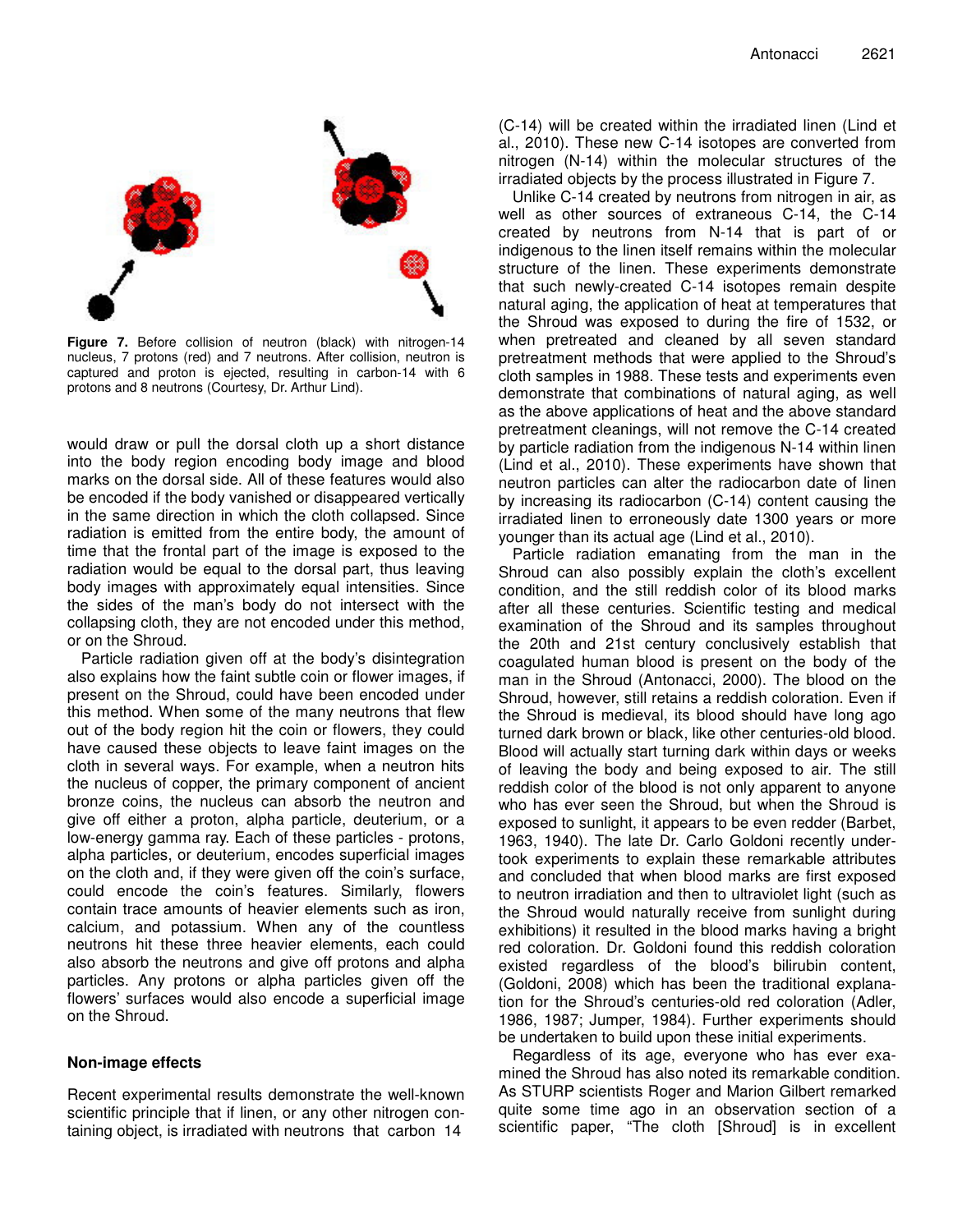**Figure 7.** Before collision of neutron (black) with nitrogen-14 nucleus, 7 protons (red) and 7 neutrons. After collision, neutron is captured and proton is ejected, resulting in carbon-14 with 6 protons and 8 neutrons (Courtesy, Dr. Arthur Lind).

would draw or pull the dorsal cloth up a short distance into the body region encoding body image and blood marks on the dorsal side. All of these features would also be encoded if the body vanished or disappeared vertically in the same direction in which the cloth collapsed. Since radiation is emitted from the entire body, the amount of time that the frontal part of the image is exposed to the radiation would be equal to the dorsal part, thus leaving body images with approximately equal intensities. Since the sides of the man's body do not intersect with the collapsing cloth, they are not encoded under this method, or on the Shroud.

Particle radiation given off at the body's disintegration also explains how the faint subtle coin or flower images, if present on the Shroud, could have been encoded under this method. When some of the many neutrons that flew out of the body region hit the coin or flowers, they could have caused these objects to leave faint images on the cloth in several ways. For example, when a neutron hits the nucleus of copper, the primary component of ancient bronze coins, the nucleus can absorb the neutron and give off either a proton, alpha particle, deuterium, or a low-energy gamma ray. Each of these particles - protons, alpha particles, or deuterium, encodes superficial images on the cloth and, if they were given off the coin's surface, could encode the coin's features. Similarly, flowers contain trace amounts of heavier elements such as iron, calcium, and potassium. When any of the countless neutrons hit these three heavier elements, each could also absorb the neutrons and give off protons and alpha particles. Any protons or alpha particles given off the flowers' surfaces would also encode a superficial image on the Shroud.

## Non-image effects

Recent experimental results demonstrate the well-known scientific principle that if linen, or any other nitrogen containing object, is irradiated with neutrons that carbon 14 (C-14) will be created within the irradiated linen (Lind et al., 2010). These new C-14 isotopes are converted from nitrogen (N-14) within the molecular structures of the irradiated objects by the process illustrated in Figure 7.

Unlike C-14 created by neutrons from nitrogen in air, as well as other sources of extraneous C-14, the C-14 created by neutrons from N-14 that is part of or indigenous to the linen itself remains within the molecular structure of the linen. These experiments demonstrate that such newly-created C-14 isotopes remain despite natural aging, the application of heat at temperatures that the Shroud was exposed to during the fire of 1532, or when pretreated and cleaned by all seven standard pretreatment methods that were applied to the Shroud's cloth samples in 1988. These tests and experiments even demonstrate that combinations of natural aging, as well as the above applications of heat and the above standard pretreatment cleanings, will not remove the C-14 created by particle radiation from the indigenous N-14 within linen (Lind et al., 2010). These experiments have shown that neutron particles can alter the radiocarbon date of linen by increasing its radiocarbon (C-14) content causing the irradiated linen to erroneously date 1300 years or more younger than its actual age (Lind et al., 2010).

Particle radiation emanating from the man in the Shroud can also possibly explain the cloth's excellent condition, and the still reddish color of its blood marks after all these centuries. Scientific testing and medical examination of the Shroud and its samples throughout the 20th and 21st century conclusively establish that coagulated human blood is present on the body of the man in the Shroud (Antonacci, 2000). The blood on the Shroud, however, still retains a reddish coloration. Even if the Shroud is medieval, its blood should have long ago turned dark brown or black, like other centuries-old blood. Blood will actually start turning dark within days or weeks of leaving the body and being exposed to air. The still reddish color of the blood is not only apparent to anyone who has ever seen the Shroud, but when the Shroud is exposed to sunlight, it appears to be even redder (Barbet, 1963, 1940). The late Dr. Carlo Goldoni recently undertook experiments to explain these remarkable attributes and concluded that when blood marks are first exposed to neutron irradiation and then to ultraviolet light (such as the Shroud would naturally receive from sunlight during exhibitions) it resulted in the blood marks having a bright red coloration. Dr. Goldoni found this reddish coloration existed regardless of the blood's bilirubin content, (Goldoni, 2008) which has been the traditional explanation for the Shroud's centuries-old red coloration (Adler, 1986, 1987; Jumper, 1984). Further experiments should be undertaken to build upon these initial experiments.

Regardless of its age, everyone who has ever examined the Shroud has also noted its remarkable condition. As STURP scientists Roger and Marion Gilbert remarked quite some time ago in an observation section of a scientific paper, "The cloth [Shroud] is in excellent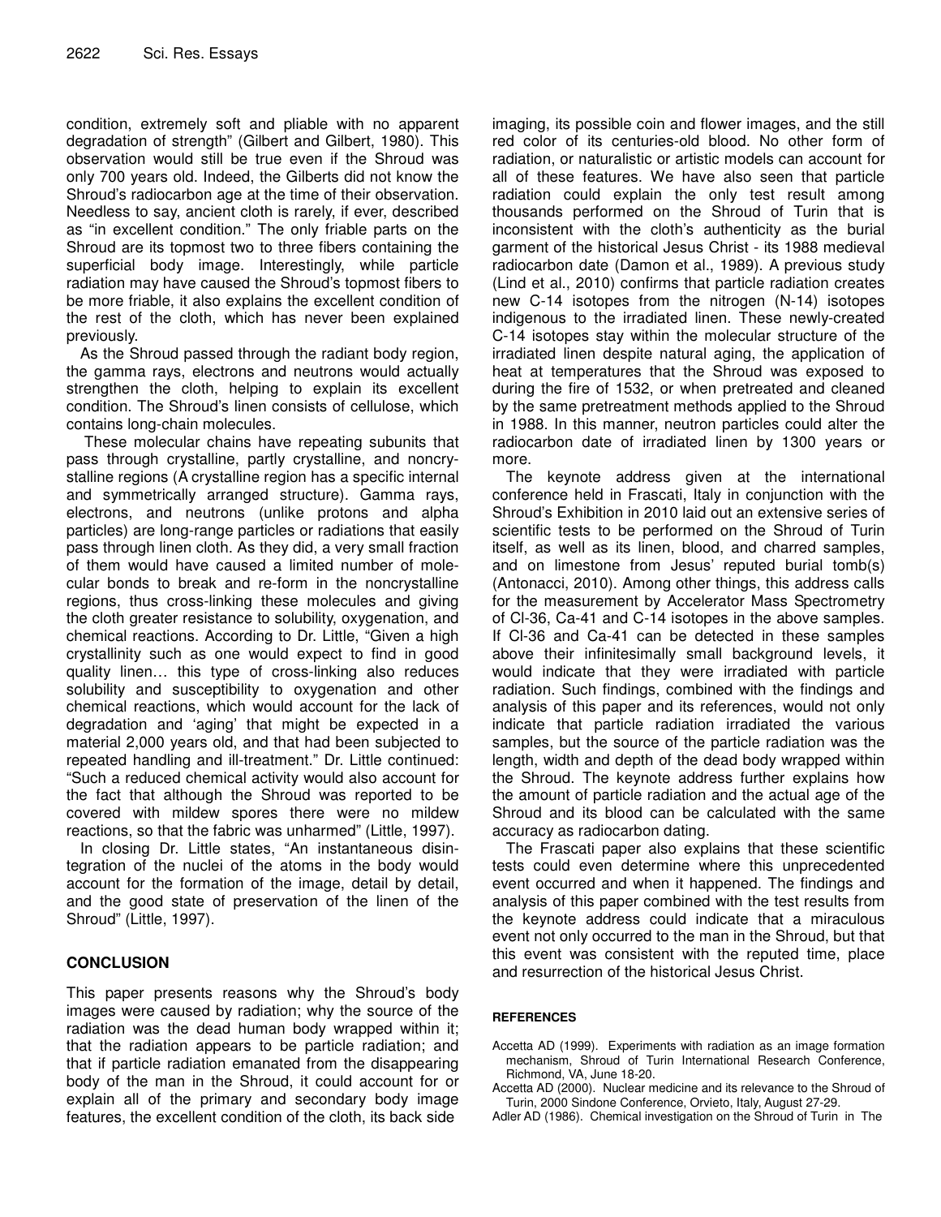condition, extremely soft and pliable with no apparent degradation of strength" (Gilbert and Gilbert, 1980). This observation would still be true even if the Shroud was only 700 years old. Indeed, the Gilberts did not know the Shroud's radiocarbon age at the time of their observation. Needless to say, ancient cloth is rarely, if ever, described as "in excellent condition." The only friable parts on the Shroud are its topmost two to three fibers containing the superficial body image. Interestingly, while particle radiation may have caused the Shroud's topmost fibers to be more friable, it also explains the excellent condition of the rest of the cloth, which has never been explained previously.

As the Shroud passed through the radiant body region, the gamma rays, electrons and neutrons would actually strengthen the cloth, helping to explain its excellent condition. The Shroud's linen consists of cellulose, which contains long-chain molecules.

These molecular chains have repeating subunits that pass through crystalline, partly crystalline, and noncrystalline regions (A crystalline region has a specific internal and symmetrically arranged structure). Gamma rays, electrons, and neutrons (unlike protons and alpha particles) are long-range particles or radiations that easily pass through linen cloth. As they did, a very small fraction of them would have caused a limited number of molecular bonds to break and re-form in the noncrystalline regions, thus cross-linking these molecules and giving the cloth greater resistance to solubility, oxygenation, and chemical reactions. According to Dr. Little, "Given a high crystallinity such as one would expect to find in good quality linen… this type of cross-linking also reduces solubility and susceptibility to oxygenation and other chemical reactions, which would account for the lack of degradation and 'aging' that might be expected in a material 2,000 years old, and that had been subjected to repeated handling and ill-treatment." Dr. Little continued: "Such a reduced chemical activity would also account for the fact that although the Shroud was reported to be covered with mildew spores there were no mildew reactions, so that the fabric was unharmed" (Little, 1997).

In closing Dr. Little states, "An instantaneous disintegration of the nuclei of the atoms in the body would account for the formation of the image, detail by detail, and the good state of preservation of the linen of the Shroud" (Little, 1997).

## CONCLUSION

This paper presents reasons why the Shroud's body images were caused by radiation; why the source of the radiation was the dead human body wrapped within it; that the radiation appears to be particle radiation; and that if particle radiation emanated from the disappearing body of the man in the Shroud, it could account for or explain all of the primary and secondary body image features, the excellent condition of the cloth, its back side imaging, its possible coin and flower images, and the still red color of its centuries-old blood. No other form of radiation, or naturalistic or artistic models can account for all of these features. We have also seen that particle radiation could explain the only test result among thousands performed on the Shroud of Turin that is inconsistent with the cloth's authenticity as the burial garment of the historical Jesus Christ - its 1988 medieval radiocarbon date (Damon et al., 1989). A previous study (Lind et al., 2010) confirms that particle radiation creates new C-14 isotopes from the nitrogen (N-14) isotopes indigenous to the irradiated linen. These newly-created C-14 isotopes stay within the molecular structure of the irradiated linen despite natural aging, the application of heat at temperatures that the Shroud was exposed to during the fire of 1532, or when pretreated and cleaned by the same pretreatment methods applied to the Shroud in 1988. In this manner, neutron particles could alter the radiocarbon date of irradiated linen by 1300 years or more.

The keynote address given at the international conference held in Frascati, Italy in conjunction with the Shroud's Exhibition in 2010 laid out an extensive series of scientific tests to be performed on the Shroud of Turin itself, as well as its linen, blood, and charred samples, and on limestone from Jesus' reputed burial tomb(s) (Antonacci, 2010). Among other things, this address calls for the measurement by Accelerator Mass Spectrometry of Cl-36, Ca-41 and C-14 isotopes in the above samples. If Cl-36 and Ca-41 can be detected in these samples above their infinitesimally small background levels, it would indicate that they were irradiated with particle radiation. Such findings, combined with the findings and analysis of this paper and its references, would not only indicate that particle radiation irradiated the various samples, but the source of the particle radiation was the length, width and depth of the dead body wrapped within the Shroud. The keynote address further explains how the amount of particle radiation and the actual age of the Shroud and its blood can be calculated with the same accuracy as radiocarbon dating.

The Frascati paper also explains that these scientific tests could even determine where this unprecedented event occurred and when it happened. The findings and analysis of this paper combined with the test results from the keynote address could indicate that a miraculous event not only occurred to the man in the Shroud, but that this event was consistent with the reputed time, place and resurrection of the historical Jesus Christ.

### REFERENCES

Accetta AD (1999). Experiments with radiation as an image formation mechanism, Shroud of Turin International Research Conference, Richmond, VA, June 18-20.

Accetta AD (2000). Nuclear medicine and its relevance to the Shroud of Turin, 2000 Sindone Conference, Orvieto, Italy, August 27-29.

Adler AD (1986). Chemical investigation on the Shroud of Turin in The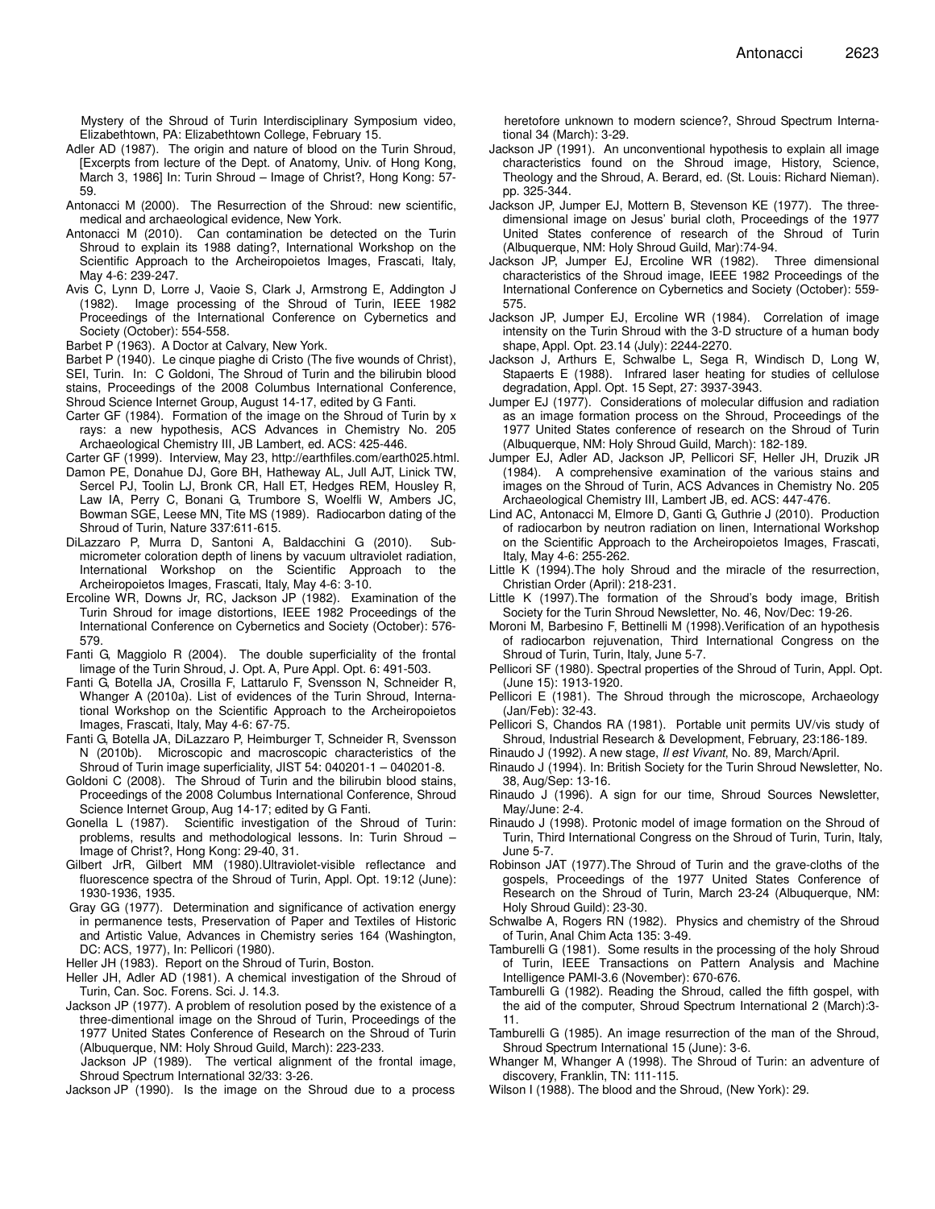Mystery of the Shroud of Turin Interdisciplinary Symposium video, Elizabethtown, PA: Elizabethtown College, February 15.

Adler AD (1987). The origin and nature of blood on the Turin Shroud, [Excerpts from lecture of the Dept. of Anatomy, Univ. of Hong Kong, March 3, 1986] In: Turin Shroud – Image of Christ?, Hong Kong: 57-59.

Antonacci M (2000). The Resurrection of the Shroud: new scientific, medical and archaeological evidence, New York.

Antonacci M (2010). Can contamination be detected on the Turin Shroud to explain its 1988 dating?, International Workshop on the Scientific Approach to the Archeiropoietos Images, Frascati, Italy, May 4-6: 239-247.

Avis C, Lynn D, Lorre J, Vaoie S, Clark J, Armstrong E, Addington J (1982). Image processing of the Shroud of Turin, IEEE 1982 Proceedings of the International Conference on Cybernetics and Society (October): 554-558.

Barbet P (1963). A Doctor at Calvary, New York.

Barbet P (1940). Le cinque piaghe di Cristo (The five wounds of Christ), SEI, Turin. In: C Goldoni, The Shroud of Turin and the bilirubin blood stains, Proceedings of the 2008 Columbus International Conference, Shroud Science Internet Group, August 14-17, edited by G Fanti.

Carter GF (1984). Formation of the image on the Shroud of Turin by x rays: a new hypothesis, ACS Advances in Chemistry No. 205 Archaeological Chemistry III, JB Lambert, ed. ACS: 425-446.

Carter GF (1999). Interview, May 23, http://earthfiles.com/earth025.html.

Damon PE, Donahue DJ, Gore BH, Hatheway AL, Jull AJT, Linick TW, Sercel PJ, Toolin LJ, Bronk CR, Hall ET, Hedges REM, Housley R, Law IA, Perry C, Bonani G, Trumbore S, Woelfli W, Ambers JC, Bowman SGE, Leese MN, Tite MS (1989). Radiocarbon dating of the Shroud of Turin, Nature 337:611-615.

DiLazzaro P, Murra D, Santoni A, Baldacchini G (2010). Sub-micrometer coloration depth of linens by vacuum ultraviolet radiation, International Workshop on the Scientific Approach to the Archeiropoietos Images, Frascati, Italy, May 4-6: 3-10.

Ercoline WR, Downs Jr, RC, Jackson JP (1982). Examination of the Turin Shroud for image distortions, IEEE 1982 Proceedings of the International Conference on Cybernetics and Society (October): 576-579.

Fanti G, Maggiolo R (2004). The double superficiality of the frontal limage of the Turin Shroud, J. Opt. A, Pure Appl. Opt. 6: 491-503.

Fanti G, Botella JA, Crosilla F, Lattarulo F, Svensson N, Schneider R, Whanger A (2010a). List of evidences of the Turin Shroud, International Workshop on the Scientific Approach to the Archeiropoietos Images, Frascati, Italy, May 4-6: 67-75.

Fanti G, Botella JA, DiLazzaro P, Heimburger T, Schneider R, Svensson N (2010b). Microscopic and macroscopic characteristics of the Shroud of Turin image superficiality, JIST 54: 040201-1 – 040201-8.

Goldoni C (2008). The Shroud of Turin and the bilirubin blood stains, Proceedings of the 2008 Columbus International Conference, Shroud Science Internet Group, Aug 14-17; edited by G Fanti.

Gonella L (1987). Scientific investigation of the Shroud of Turin: problems, results and methodological lessons. In: Turin Shroud – Image of Christ?, Hong Kong: 29-40, 31.

Gilbert JrR, Gilbert MM (1980).Ultraviolet-visible reflectance and fluorescence spectra of Shroud of Turin, Appl. Opt. 19:12 (June): 1930-1936, 1935.

Gray GG (1977). Determination and significance of activation energy in permanence tests, Preservation of Paper and Textiles of Historic and Artistic Value, Advances in Chemistry series 164 (Washington, DC: ACS, 1977), In: Pellicori (1980).

Heller JH (1983). Report on the Shroud of Turin, Boston.

Heller JH, Adler AD (1981). A chemical investigation of the Shroud of Turin, Can. Soc. Forens. Sci. J. 14.3.

Jackson JP (1977). A problem of resolution posed by the existence of a three-dimentional image on the Shroud of Turin, Proceedings of the 1977 United States Conference of Research on the Shroud of Turin (Albuquerque, NM: Holy Shroud Guild, March): 223-233.

Jackson JP (1989). The vertical alignment of the frontal image, Shroud Spectrum International 32/33: 3-26.

Jackson JP (1990). Is the image on the Shroud due to a process heretofore unknown to modern science?, Shroud Spectrum International 34 (March): 3-29.

Jackson JP (1991). An unconventional hypothesis to explain all image characteristics found on the Shroud image, History, Science, Theology and the Shroud, A. Berard, ed. (St. Louis: Richard Nieman). pp. 325-344.

Jackson JP, Jumper EJ, Mottern B, Stevenson KE (1977). The three-dimensional image on Jesus' burial cloth, Proceedings of the 1977 United States conference of research of the Shroud of Turin (Albuquerque, NM: Holy Shroud Guild, Mar):74-94.

Jackson JP, Jumper EJ, Ercoline WR (1982). Three dimensional characteristics of the Shroud image, IEEE 1982 Proceedings of the International Conference on Cybernetics and Society (October): 559-575.

Jackson JP, Jumper EJ, Ercoline WR (1984). Correlation of image intensity on the Turin Shroud with the 3-D structure of a human body shape, Appl. Opt. 23.14 (July): 2244-2270.

Jackson J, Arthurs E, Schwalbe L, Sega R, Windisch D, Long W, Stapaerts E (1988). Infrared laser heating for studies of cellulose degradation, Appl. Opt. 15 Sept, 27: 3937-3943.

Jumper EJ (1977). Considerations of molecular diffusion and radiation as an image formation process on the Shroud, Proceedings of the 1977 United States conference of research on the Shroud of Turin (Albuquerque, NM: Holy Shroud Guild, March): 182-189.

Jumper EJ, Adler AD, Jackson JP, Pellicori SF, Heller JH, Druzik JR (1984). A comprehensive examination of the various stains and images on the Shroud of Turin, ACS Advances in Chemistry No. 205 Archaeological Chemistry III, Lambert JB, ed. ACS: 447-476.

Lind AC, Antonacci M, Elmore D, Ganti G, Guthrie J (2010). Production of radiocarbon by neutron radiation on linen, International Workshop on the Scientific Approach to the Archeiropoietos Images, Frascati, Italy, May 4-6: 255-262.

Little K (1994).The holy Shroud and the miracle of the resurrection, Christian Order (April): 218-231.

Little K (1997).The formation of the Shroud's body image, British Society for the Turin Shroud Newsletter, No. 46, Nov/Dec: 19-26.

Moroni M, Barbesino F, Bettinelli M (1998).Verification of an hypothesis of radiocarbon rejuvenation, Third International Congress on the Shroud of Turin, Turin, Italy, June 5-7.

Pellicori SF (1980). Spectral properties of the Shroud of Turin, Appl. Opt. (June 15): 1913-1920.

Pellicori E (1981). The Shroud through the microscope, Archaeology (Jan/Feb): 32-43.

Pellicori S, Chandos RA (1981). Portable unit permits UV/vis study of Shroud, Industrial Research & Development, February, 23:186-189.

Rinaudo J (1992). A new stage, *Il est Vivant*, No. 89, March/April.

Rinaudo J (1994). In: British Society for the Turin Shroud Newsletter, No. 38, Aug/Sep: 13-16.

Rinaudo J (1996). A sign for our time, Shroud Sources Newsletter, May/June: 2-4.

Rinaudo J (1998). Protonic model of image formation on the Shroud of Turin, Third International Congress on the Shroud of Turin, Turin, Italy, June 5-7.

Robinson JAT (1977).The Shroud of Turin and the grave-cloths of the gospels, Proceedings of the 1977 United States Conference of Research on the Shroud of Turin, March 23-24 (Albuquerque, NM: Holy Shroud Guild): 23-30.

Schwalbe A, Rogers RN (1982). Physics and chemistry of the Shroud of Turin, Anal Chim Acta 135: 3-49.

Tamburelli G (1981). Some results in the processing of the holy Shroud of Turin, IEEE Transactions on Pattern Analysis and Machine Intelligence PAMI-3.6 (November): 670-676.

Tamburelli G (1982). Reading the Shroud, called the fifth gospel, with the aid of the computer, Shroud Spectrum International 2 (March):3-11.

Tamburelli G (1985). An image resurrection of the man of the Shroud, Shroud Spectrum International 15 (June): 3-6.

Whanger M, Whanger A (1998). The Shroud of Turin: an adventure of discovery, Franklin, TN: 111-115.

Wilson I (1988). The blood and the Shroud, (New York): 29.